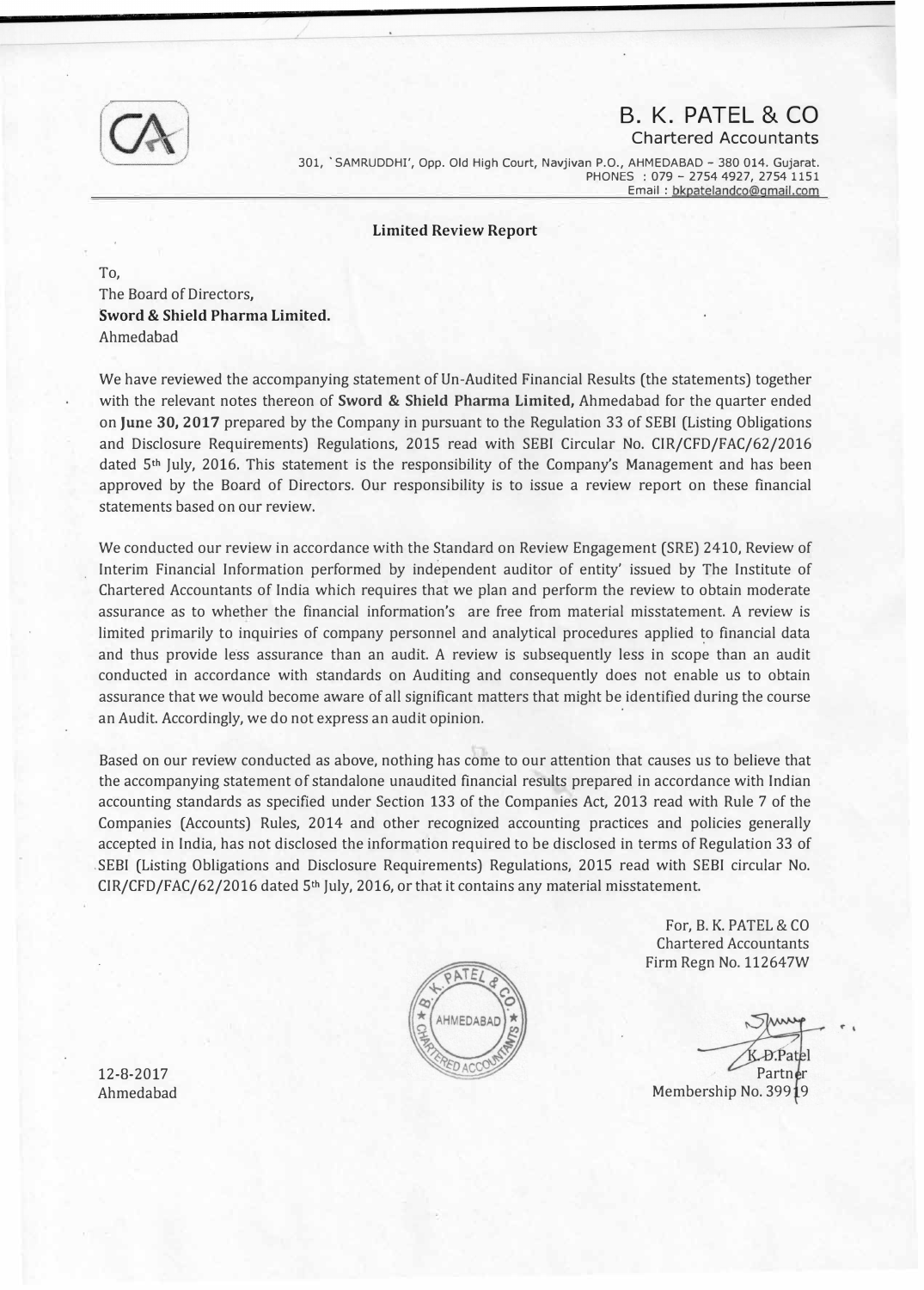# B. K. PATEL & CO

Chartered Accountants

301, 'SAMRUDDHI', Opp. Old High Court, Navjivan P.O., AHMEDABAD - 380 014. Gujarat.
PHONES : 079 - 2754 4927, 2754 1151
Email : bkpatelandco@gmail.com

## Limited Review Report

To,
The Board of Directors,
**Sword & Shield Pharma Limited.**
Ahmedabad

We have reviewed the accompanying statement of Un-Audited Financial Results (the statements) together with the relevant notes thereon of **Sword & Shield Pharma Limited,** Ahmedabad for the quarter ended on **June 30, 2017** prepared by the Company in pursuant to the Regulation 33 of SEBI (Listing Obligations and Disclosure Requirements) Regulations, 2015 read with SEBI Circular No. CIR/CFD/FAC/62/2016 dated 5th July, 2016. This statement is the responsibility of the Company's Management and has been approved by the Board of Directors. Our responsibility is to issue a review report on these financial statements based on our review.

We conducted our review in accordance with the Standard on Review Engagement (SRE) 2410, Review of Interim Financial Information performed by independent auditor of entity' issued by The Institute of Chartered Accountants of India which requires that we plan and perform the review to obtain moderate assurance as to whether the financial information's are free from material misstatement. A review is limited primarily to inquiries of company personnel and analytical procedures applied to financial data and thus provide less assurance than an audit. A review is subsequently less in scope than an audit conducted in accordance with standards on Auditing and consequently does not enable us to obtain assurance that we would become aware of all significant matters that might be identified during the course an Audit. Accordingly, we do not express an audit opinion.

Based on our review conducted as above, nothing has come to our attention that causes us to believe that the accompanying statement of standalone unaudited financial results prepared in accordance with Indian accounting standards as specified under Section 133 of the Companies Act, 2013 read with Rule 7 of the Companies (Accounts) Rules, 2014 and other recognized accounting practices and policies generally accepted in India, has not disclosed the information required to be disclosed in terms of Regulation 33 of SEBI (Listing Obligations and Disclosure Requirements) Regulations, 2015 read with SEBI circular No. CIR/CFD/FAC/62/2016 dated 5th July, 2016, or that it contains any material misstatement.

For, B. K. PATEL & CO
Chartered Accountants
Firm Regn No. 112647W

K. D. Patel
Partner
Membership No. 39919

12-8-2017
Ahmedabad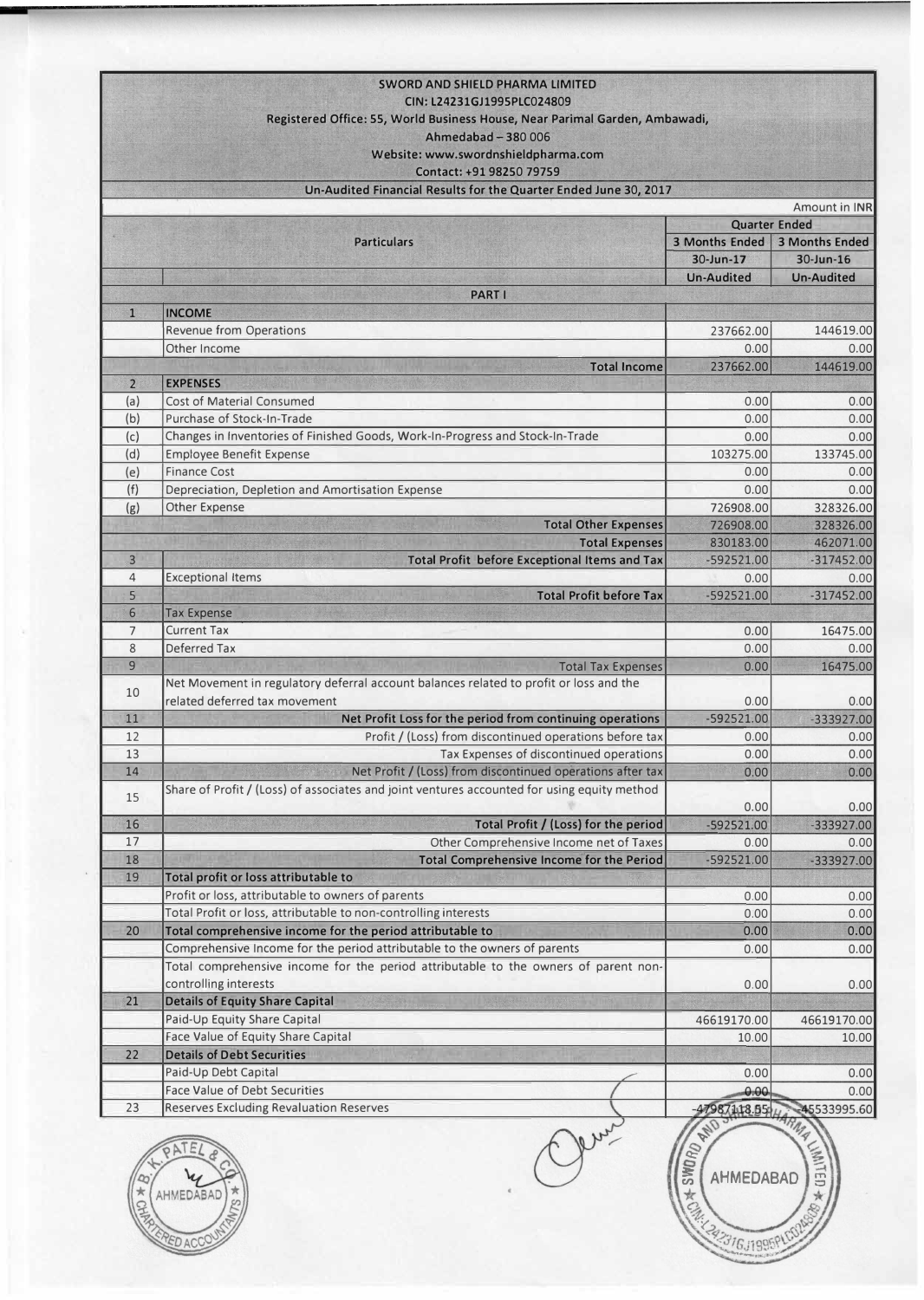**SWORD AND SHIELD PHARMA LIMITED**
**CIN: L24231GJ1995PLC024809**
**Registered Office: 55, World Business House, Near Parimal Garden, Ambawadi, Ahmedabad – 380 006**
**Website: www.swordnshieldpharma.com**
**Contact: +91 98250 79759**

**Un-Audited Financial Results for the Quarter Ended June 30, 2017**

Amount in INR

| | Particulars | Quarter Ended | |
|---|---|---|---|
| | | 3 Months Ended | 3 Months Ended |
| | | 30-Jun-17 | 30-Jun-16 |
| | | Un-Audited | Un-Audited |
| | **PART I** | | |
| 1 | **INCOME** | | |
| | Revenue from Operations | 237662.00 | 144619.00 |
| | Other Income | 0.00 | 0.00 |
| | **Total Income** | 237662.00 | 144619.00 |
| 2 | **EXPENSES** | | |
| (a) | Cost of Material Consumed | 0.00 | 0.00 |
| (b) | Purchase of Stock-In-Trade | 0.00 | 0.00 |
| (c) | Changes in Inventories of Finished Goods, Work-In-Progress and Stock-In-Trade | 0.00 | 0.00 |
| (d) | Employee Benefit Expense | 103275.00 | 133745.00 |
| (e) | Finance Cost | 0.00 | 0.00 |
| (f) | Depreciation, Depletion and Amortisation Expense | 0.00 | 0.00 |
| (g) | Other Expense | 726908.00 | 328326.00 |
| | **Total Other Expenses** | 726908.00 | 328326.00 |
| | **Total Expenses** | 830183.00 | 462071.00 |
| 3 | **Total Profit before Exceptional Items and Tax** | -592521.00 | -317452.00 |
| 4 | Exceptional Items | 0.00 | 0.00 |
| 5 | **Total Profit before Tax** | -592521.00 | -317452.00 |
| 6 | Tax Expense | | |
| 7 | Current Tax | 0.00 | 16475.00 |
| 8 | Deferred Tax | 0.00 | 0.00 |
| 9 | Total Tax Expenses | 0.00 | 16475.00 |
| 10 | Net Movement in regulatory deferral account balances related to profit or loss and the related deferred tax movement | 0.00 | 0.00 |
| 11 | **Net Profit Loss for the period from continuing operations** | -592521.00 | -333927.00 |
| 12 | Profit / (Loss) from discontinued operations before tax | 0.00 | 0.00 |
| 13 | Tax Expenses of discontinued operations | 0.00 | 0.00 |
| 14 | Net Profit / (Loss) from discontinued operations after tax | 0.00 | 0.00 |
| 15 | Share of Profit / (Loss) of associates and joint ventures accounted for using equity method | 0.00 | 0.00 |
| 16 | **Total Profit / (Loss) for the period** | -592521.00 | -333927.00 |
| 17 | Other Comprehensive Income net of Taxes | 0.00 | 0.00 |
| 18 | **Total Comprehensive Income for the Period** | -592521.00 | -333927.00 |
| 19 | **Total profit or loss attributable to** | | |
| | Profit or loss, attributable to owners of parents | 0.00 | 0.00 |
| | Total Profit or loss, attributable to non-controlling interests | 0.00 | 0.00 |
| 20 | **Total comprehensive income for the period attributable to** | 0.00 | 0.00 |
| | Comprehensive Income for the period attributable to the owners of parents | 0.00 | 0.00 |
| | Total comprehensive income for the period attributable to the owners of parent non-controlling interests | 0.00 | 0.00 |
| 21 | **Details of Equity Share Capital** | | |
| | Paid-Up Equity Share Capital | 46619170.00 | 46619170.00 |
| | Face Value of Equity Share Capital | 10.00 | 10.00 |
| 22 | **Details of Debt Securities** | | |
| | Paid-Up Debt Capital | 0.00 | 0.00 |
| | Face Value of Debt Securities | 0.00 | 0.00 |
| 23 | Reserves Excluding Revaluation Reserves | -47987118.55 | -45533995.60 |

B. K. PATEL & CO. CHARTERED ACCOUNTANTS AHMEDABAD

SWORD AND SHIELD PHARMA LIMITED AHMEDABAD CIN: L24231GJ1995PLC024809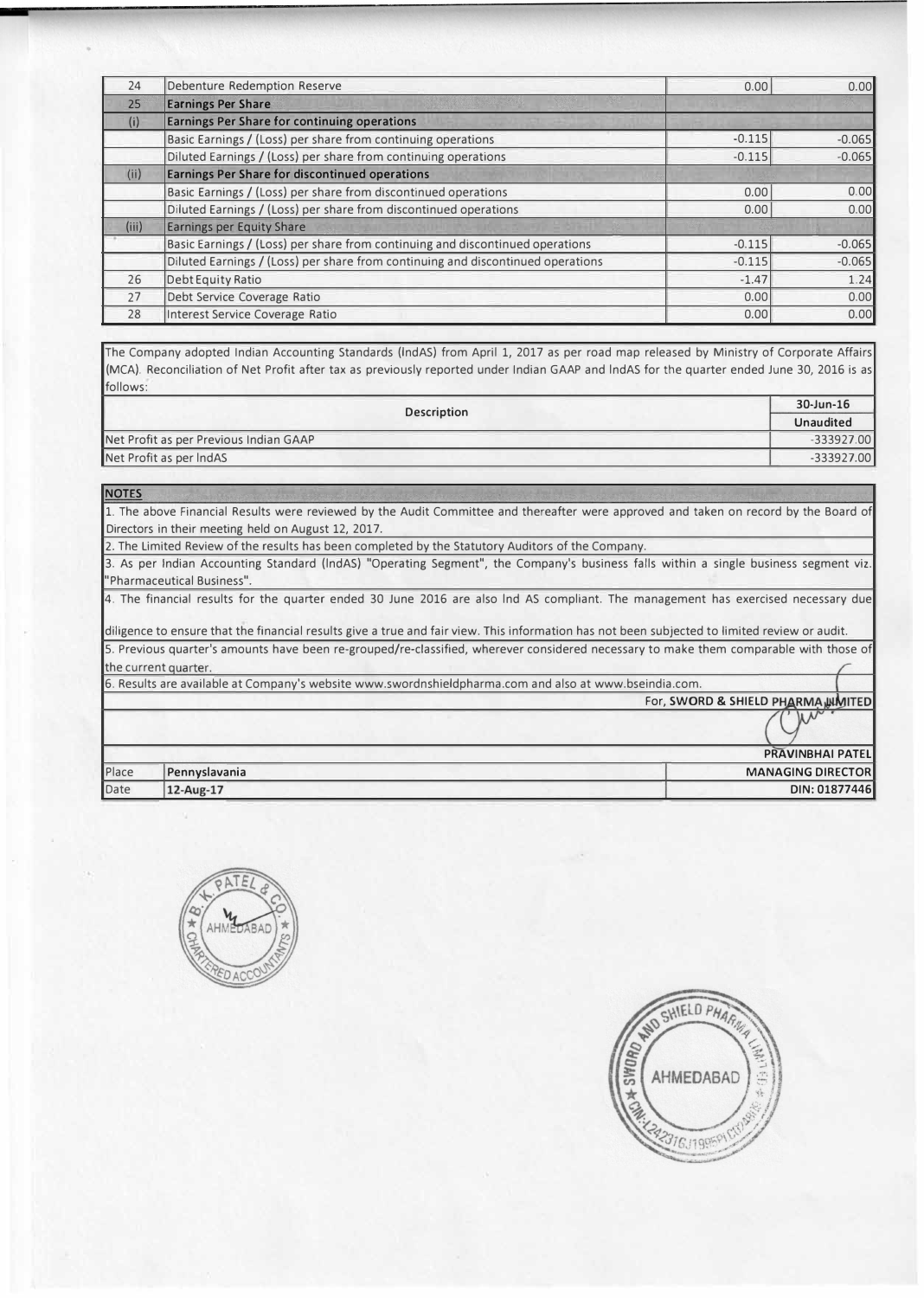| | | | |
|---|---|---|---|
| 24 | Debenture Redemption Reserve | 0.00 | 0.00 |
| 25 | **Earnings Per Share** | | |
| (i) | **Earnings Per Share for continuing operations** | | |
| | Basic Earnings / (Loss) per share from continuing operations | -0.115 | -0.065 |
| | Diluted Earnings / (Loss) per share from continuing operations | -0.115 | -0.065 |
| (ii) | **Earnings Per Share for discontinued operations** | | |
| | Basic Earnings / (Loss) per share from discontinued operations | 0.00 | 0.00 |
| | Diluted Earnings / (Loss) per share from discontinued operations | 0.00 | 0.00 |
| (iii) | Earnings per Equity Share | | |
| | Basic Earnings / (Loss) per share from continuing and discontinued operations | -0.115 | -0.065 |
| | Diluted Earnings / (Loss) per share from continuing and discontinued operations | -0.115 | -0.065 |
| 26 | Debt Equity Ratio | -1.47 | 1.24 |
| 27 | Debt Service Coverage Ratio | 0.00 | 0.00 |
| 28 | Interest Service Coverage Ratio | 0.00 | 0.00 |

The Company adopted Indian Accounting Standards (IndAS) from April 1, 2017 as per road map released by Ministry of Corporate Affairs (MCA). Reconciliation of Net Profit after tax as previously reported under Indian GAAP and IndAS for the quarter ended June 30, 2016 is as follows:

| Description | 30-Jun-16 |
|---|---|
| | **Unaudited** |
| Net Profit as per Previous Indian GAAP | -333927.00 |
| Net Profit as per IndAS | -333927.00 |

**NOTES**

1. The above Financial Results were reviewed by the Audit Committee and thereafter were approved and taken on record by the Board of Directors in their meeting held on August 12, 2017.
2. The Limited Review of the results has been completed by the Statutory Auditors of the Company.
3. As per Indian Accounting Standard (IndAS) "Operating Segment", the Company's business falls within a single business segment viz. "Pharmaceutical Business".
4. The financial results for the quarter ended 30 June 2016 are also Ind AS compliant. The management has exercised necessary due diligence to ensure that the financial results give a true and fair view. This information has not been subjected to limited review or audit.
5. Previous quarter's amounts have been re-grouped/re-classified, wherever considered necessary to make them comparable with those of the current quarter.
6. Results are available at Company's website www.swordnshieldpharma.com and also at www.bseindia.com.

For, **SWORD & SHIELD PHARMA LIMITED**

**PRAVINBHAI PATEL**
**MANAGING DIRECTOR**
**DIN: 01877446**

| | |
|---|---|
| Place | **Pennyslavania** |
| Date | **12-Aug-17** |